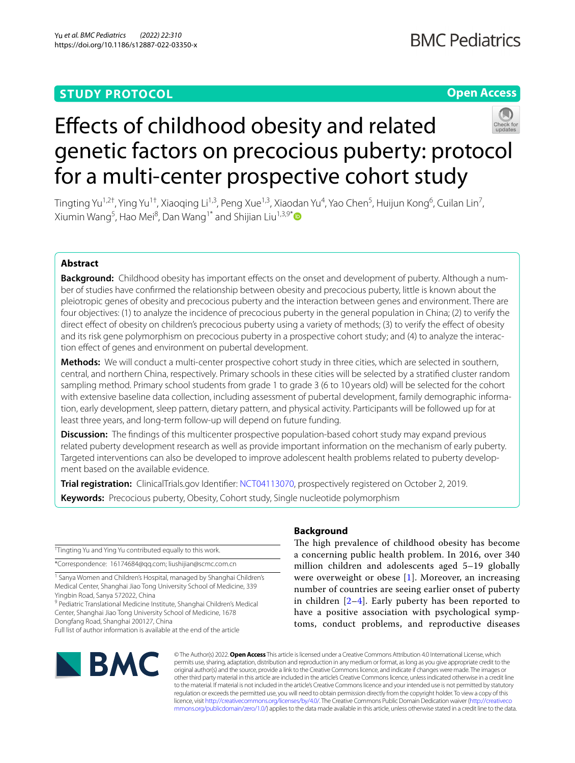STUDY PROTOCOL

Open Access

# Effects of childhood obesity and related genetic factors on precocious puberty: protocol for a multi-center prospective cohort study

Tingting Yu[1,2†], Ying Yu[1†], Xiaoqing Li[1,3], Peng Xue[1,3], Xiaodan Yu[4], Yao Chen[5], Huijun Kong[6], Cuilan Lin[7], Xiumin Wang[5], Hao Mei[8], Dan Wang[1*] and Shijian Liu[1,3,9*]

## Abstract

**Background:** Childhood obesity has important effects on the onset and development of puberty. Although a number of studies have confirmed the relationship between obesity and precocious puberty, little is known about the pleiotropic genes of obesity and precocious puberty and the interaction between genes and environment. There are four objectives: (1) to analyze the incidence of precocious puberty in the general population in China; (2) to verify the direct effect of obesity on children's precocious puberty using a variety of methods; (3) to verify the effect of obesity and its risk gene polymorphism on precocious puberty in a prospective cohort study; and (4) to analyze the interaction effect of genes and environment on pubertal development.

**Methods:** We will conduct a multi-center prospective cohort study in three cities, which are selected in southern, central, and northern China, respectively. Primary schools in these cities will be selected by a stratified cluster random sampling method. Primary school students from grade 1 to grade 3 (6 to 10 years old) will be selected for the cohort with extensive baseline data collection, including assessment of pubertal development, family demographic information, early development, sleep pattern, dietary pattern, and physical activity. Participants will be followed up for at least three years, and long-term follow-up will depend on future funding.

**Discussion:** The findings of this multicenter prospective population-based cohort study may expand previous related puberty development research as well as provide important information on the mechanism of early puberty. Targeted interventions can also be developed to improve adolescent health problems related to puberty development based on the available evidence.

**Trial registration:** ClinicalTrials.gov Identifier: NCT04113070, prospectively registered on October 2, 2019.

**Keywords:** Precocious puberty, Obesity, Cohort study, Single nucleotide polymorphism

†Tingting Yu and Ying Yu contributed equally to this work.

*Correspondence: 16174684@qq.com; liushijian@scmc.com.cn

[1] Sanya Women and Children's Hospital, managed by Shanghai Children's Medical Center, Shanghai Jiao Tong University School of Medicine, 339 Yingbin Road, Sanya 572022, China

[9] Pediatric Translational Medicine Institute, Shanghai Children's Medical Center, Shanghai Jiao Tong University School of Medicine, 1678 Dongfang Road, Shanghai 200127, China

Full list of author information is available at the end of the article

## Background

The high prevalence of childhood obesity has become a concerning public health problem. In 2016, over 340 million children and adolescents aged 5–19 globally were overweight or obese [1]. Moreover, an increasing number of countries are seeing earlier onset of puberty in children [2–4]. Early puberty has been reported to have a positive association with psychological symptoms, conduct problems, and reproductive diseases

© The Author(s) 2022. **Open Access** This article is licensed under a Creative Commons Attribution 4.0 International License, which permits use, sharing, adaptation, distribution and reproduction in any medium or format, as long as you give appropriate credit to the original author(s) and the source, provide a link to the Creative Commons licence, and indicate if changes were made. The images or other third party material in this article are included in the article's Creative Commons licence, unless indicated otherwise in a credit line to the material. If material is not included in the article's Creative Commons licence and your intended use is not permitted by statutory regulation or exceeds the permitted use, you will need to obtain permission directly from the copyright holder. To view a copy of this licence, visit http://creativecommons.org/licenses/by/4.0/. The Creative Commons Public Domain Dedication waiver (http://creativecommons.org/publicdomain/zero/1.0/) applies to the data made available in this article, unless otherwise stated in a credit line to the data.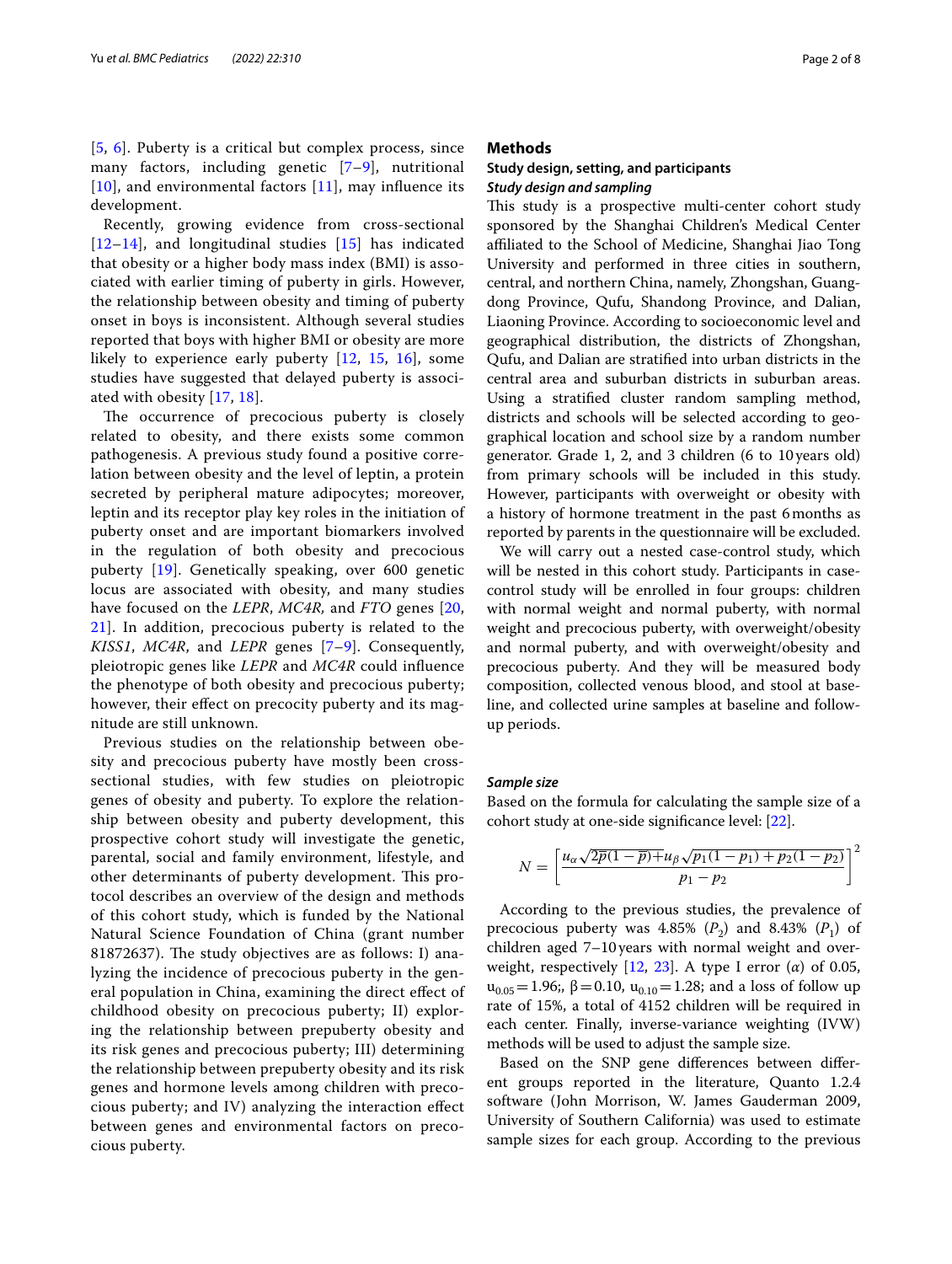[5, 6]. Puberty is a critical but complex process, since many factors, including genetic [7–9], nutritional [10], and environmental factors [11], may influence its development.

Recently, growing evidence from cross-sectional [12–14], and longitudinal studies [15] has indicated that obesity or a higher body mass index (BMI) is associated with earlier timing of puberty in girls. However, the relationship between obesity and timing of puberty onset in boys is inconsistent. Although several studies reported that boys with higher BMI or obesity are more likely to experience early puberty [12, 15, 16], some studies have suggested that delayed puberty is associated with obesity [17, 18].

The occurrence of precocious puberty is closely related to obesity, and there exists some common pathogenesis. A previous study found a positive correlation between obesity and the level of leptin, a protein secreted by peripheral mature adipocytes; moreover, leptin and its receptor play key roles in the initiation of puberty onset and are important biomarkers involved in the regulation of both obesity and precocious puberty [19]. Genetically speaking, over 600 genetic locus are associated with obesity, and many studies have focused on the *LEPR*, *MC4R*, and *FTO* genes [20, 21]. In addition, precocious puberty is related to the *KISS1*, *MC4R*, and *LEPR* genes [7–9]. Consequently, pleiotropic genes like *LEPR* and *MC4R* could influence the phenotype of both obesity and precocious puberty; however, their effect on precocity puberty and its magnitude are still unknown.

Previous studies on the relationship between obesity and precocious puberty have mostly been cross-sectional studies, with few studies on pleiotropic genes of obesity and puberty. To explore the relationship between obesity and puberty development, this prospective cohort study will investigate the genetic, parental, social and family environment, lifestyle, and other determinants of puberty development. This protocol describes an overview of the design and methods of this cohort study, which is funded by the National Natural Science Foundation of China (grant number 81872637). The study objectives are as follows: I) analyzing the incidence of precocious puberty in the general population in China, examining the direct effect of childhood obesity on precocious puberty; II) exploring the relationship between prepuberty obesity and its risk genes and precocious puberty; III) determining the relationship between prepuberty obesity and its risk genes and hormone levels among children with precocious puberty; and IV) analyzing the interaction effect between genes and environmental factors on precocious puberty.

## Methods

### Study design, setting, and participants

#### *Study design and sampling*

This study is a prospective multi-center cohort study sponsored by the Shanghai Children's Medical Center affiliated to the School of Medicine, Shanghai Jiao Tong University and performed in three cities in southern, central, and northern China, namely, Zhongshan, Guangdong Province, Qufu, Shandong Province, and Dalian, Liaoning Province. According to socioeconomic level and geographical distribution, the districts of Zhongshan, Qufu, and Dalian are stratified into urban districts in the central area and suburban districts in suburban areas. Using a stratified cluster random sampling method, districts and schools will be selected according to geographical location and school size by a random number generator. Grade 1, 2, and 3 children (6 to 10 years old) from primary schools will be included in this study. However, participants with overweight or obesity with a history of hormone treatment in the past 6 months as reported by parents in the questionnaire will be excluded.

We will carry out a nested case-control study, which will be nested in this cohort study. Participants in case-control study will be enrolled in four groups: children with normal weight and normal puberty, with normal weight and precocious puberty, with overweight/obesity and normal puberty, and with overweight/obesity and precocious puberty. And they will be measured body composition, collected venous blood, and stool at baseline, and collected urine samples at baseline and follow-up periods.

#### *Sample size*

Based on the formula for calculating the sample size of a cohort study at one-side significance level: [22].

$$N = \left[\frac{u_\alpha\sqrt{2\overline{p}(1-\overline{p})}+u_\beta\sqrt{p_1(1-p_1)+p_2(1-p_2)}}{p_1-p_2}\right]^2$$

According to the previous studies, the prevalence of precocious puberty was 4.85% ($P_2$) and 8.43% ($P_1$) of children aged 7–10 years with normal weight and overweight, respectively [12, 23]. A type I error ($\alpha$) of 0.05, $u_{0.05} = 1.96$;, $\beta = 0.10$, $u_{0.10} = 1.28$; and a loss of follow up rate of 15%, a total of 4152 children will be required in each center. Finally, inverse-variance weighting (IVW) methods will be used to adjust the sample size.

Based on the SNP gene differences between different groups reported in the literature, Quanto 1.2.4 software (John Morrison, W. James Gauderman 2009, University of Southern California) was used to estimate sample sizes for each group. According to the previous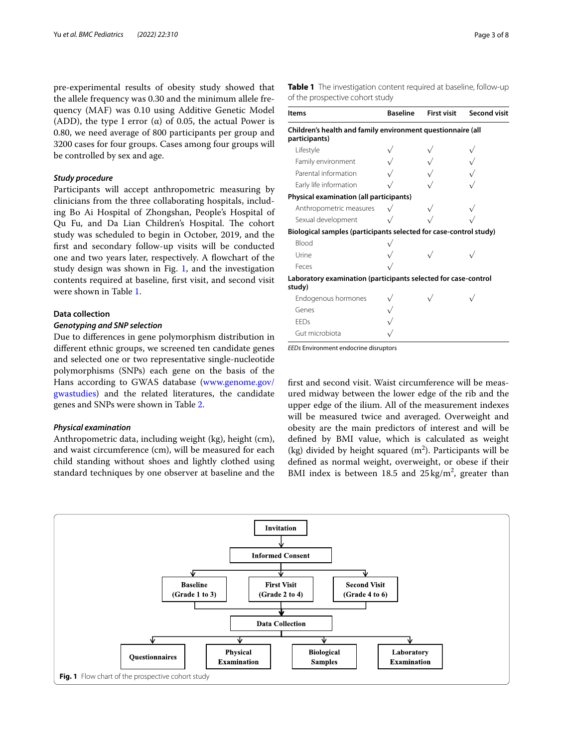pre-experimental results of obesity study showed that the allele frequency was 0.30 and the minimum allele frequency (MAF) was 0.10 using Additive Genetic Model (ADD), the type I error (α) of 0.05, the actual Power is 0.80, we need average of 800 participants per group and 3200 cases for four groups. Cases among four groups will be controlled by sex and age.

### *Study procedure*

Participants will accept anthropometric measuring by clinicians from the three collaborating hospitals, including Bo Ai Hospital of Zhongshan, People's Hospital of Qu Fu, and Da Lian Children's Hospital. The cohort study was scheduled to begin in October, 2019, and the first and secondary follow-up visits will be conducted one and two years later, respectively. A flowchart of the study design was shown in Fig. 1, and the investigation contents required at baseline, first visit, and second visit were shown in Table 1.

## Data collection

### *Genotyping and SNP selection*

Due to differences in gene polymorphism distribution in different ethnic groups, we screened ten candidate genes and selected one or two representative single-nucleotide polymorphisms (SNPs) each gene on the basis of the Hans according to GWAS database (www.genome.gov/gwastudies) and the related literatures, the candidate genes and SNPs were shown in Table 2.

### *Physical examination*

Anthropometric data, including weight (kg), height (cm), and waist circumference (cm), will be measured for each child standing without shoes and lightly clothed using standard techniques by one observer at baseline and the first and second visit. Waist circumference will be measured midway between the lower edge of the rib and the upper edge of the ilium. All of the measurement indexes will be measured twice and averaged. Overweight and obesity are the main predictors of interest and will be defined by BMI value, which is calculated as weight (kg) divided by height squared ($m^2$). Participants will be defined as normal weight, overweight, or obese if their BMI index is between 18.5 and 25 kg/$m^2$, greater than

**Table 1** The investigation content required at baseline, follow-up of the prospective cohort study

| Items | Baseline | First visit | Second visit |
|---|---|---|---|
| **Children's health and family environment questionnaire (all participants)** | | | |
| Lifestyle | √ | √ | √ |
| Family environment | √ | √ | √ |
| Parental information | √ | √ | √ |
| Early life information | √ | √ | √ |
| **Physical examination (all participants)** | | | |
| Anthropometric measures | √ | √ | √ |
| Sexual development | √ | √ | √ |
| **Biological samples (participants selected for case-control study)** | | | |
| Blood | √ | | |
| Urine | √ | √ | √ |
| Feces | √ | | |
| **Laboratory examination (participants selected for case-control study)** | | | |
| Endogenous hormones | √ | √ | √ |
| Genes | √ | | |
| EEDs | √ | | |
| Gut microbiota | √ | | |

*EEDs* Environment endocrine disruptors

Invitation → Informed Consent → Baseline (Grade 1 to 3) / First Visit (Grade 2 to 4) / Second Visit (Grade 4 to 6) → Data Collection → Questionnaires / Physical Examination / Biological Samples / Laboratory Examination

**Fig. 1** Flow chart of the prospective cohort study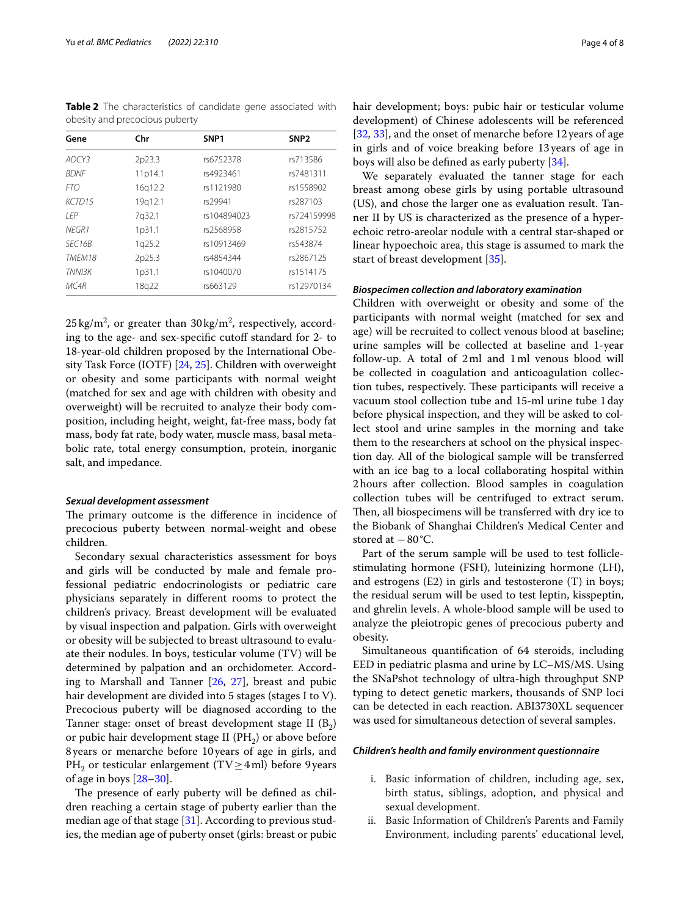**Table 2** The characteristics of candidate gene associated with obesity and precocious puberty

| Gene | Chr | SNP1 | SNP2 |
|---|---|---|---|
| *ADCY3* | 2p23.3 | rs6752378 | rs713586 |
| *BDNF* | 11p14.1 | rs4923461 | rs7481311 |
| *FTO* | 16q12.2 | rs1121980 | rs1558902 |
| *KCTD15* | 19q12.1 | rs29941 | rs287103 |
| *LEP* | 7q32.1 | rs104894023 | rs724159998 |
| *NEGR1* | 1p31.1 | rs2568958 | rs2815752 |
| *SEC16B* | 1q25.2 | rs10913469 | rs543874 |
| *TMEM18* | 2p25.3 | rs4854344 | rs2867125 |
| *TNNI3K* | 1p31.1 | rs1040070 | rs1514175 |
| *MC4R* | 18q22 | rs663129 | rs12970134 |

25 kg/m$^2$, or greater than 30 kg/m$^2$, respectively, according to the age- and sex-specific cutoff standard for 2- to 18-year-old children proposed by the International Obesity Task Force (IOTF) [24, 25]. Children with overweight or obesity and some participants with normal weight (matched for sex and age with children with obesity and overweight) will be recruited to analyze their body composition, including height, weight, fat-free mass, body fat mass, body fat rate, body water, muscle mass, basal metabolic rate, total energy consumption, protein, inorganic salt, and impedance.

#### *Sexual development assessment*

The primary outcome is the difference in incidence of precocious puberty between normal-weight and obese children.

Secondary sexual characteristics assessment for boys and girls will be conducted by male and female professional pediatric endocrinologists or pediatric care physicians separately in different rooms to protect the children's privacy. Breast development will be evaluated by visual inspection and palpation. Girls with overweight or obesity will be subjected to breast ultrasound to evaluate their nodules. In boys, testicular volume (TV) will be determined by palpation and an orchidometer. According to Marshall and Tanner [26, 27], breast and pubic hair development are divided into 5 stages (stages I to V). Precocious puberty will be diagnosed according to the Tanner stage: onset of breast development stage II ($B_2$) or pubic hair development stage II ($PH_2$) or above before 8 years or menarche before 10 years of age in girls, and $PH_2$ or testicular enlargement (TV $\geq$ 4 ml) before 9 years of age in boys [28–30].

The presence of early puberty will be defined as children reaching a certain stage of puberty earlier than the median age of that stage [31]. According to previous studies, the median age of puberty onset (girls: breast or pubic hair development; boys: pubic hair or testicular volume development) of Chinese adolescents will be referenced [32, 33], and the onset of menarche before 12 years of age in girls and of voice breaking before 13 years of age in boys will also be defined as early puberty [34].

We separately evaluated the tanner stage for each breast among obese girls by using portable ultrasound (US), and chose the larger one as evaluation result. Tanner II by US is characterized as the presence of a hyperechoic retro-areolar nodule with a central star-shaped or linear hypoechoic area, this stage is assumed to mark the start of breast development [35].

#### *Biospecimen collection and laboratory examination*

Children with overweight or obesity and some of the participants with normal weight (matched for sex and age) will be recruited to collect venous blood at baseline; urine samples will be collected at baseline and 1-year follow-up. A total of 2 ml and 1 ml venous blood will be collected in coagulation and anticoagulation collection tubes, respectively. These participants will receive a vacuum stool collection tube and 15-ml urine tube 1 day before physical inspection, and they will be asked to collect stool and urine samples in the morning and take them to the researchers at school on the physical inspection day. All of the biological sample will be transferred with an ice bag to a local collaborating hospital within 2 hours after collection. Blood samples in coagulation collection tubes will be centrifuged to extract serum. Then, all biospecimens will be transferred with dry ice to the Biobank of Shanghai Children's Medical Center and stored at −80 °C.

Part of the serum sample will be used to test follicle-stimulating hormone (FSH), luteinizing hormone (LH), and estrogens (E2) in girls and testosterone (T) in boys; the residual serum will be used to test leptin, kisspeptin, and ghrelin levels. A whole-blood sample will be used to analyze the pleiotropic genes of precocious puberty and obesity.

Simultaneous quantification of 64 steroids, including EED in pediatric plasma and urine by LC–MS/MS. Using the SNaPshot technology of ultra-high throughput SNP typing to detect genetic markers, thousands of SNP loci can be detected in each reaction. ABI3730XL sequencer was used for simultaneous detection of several samples.

#### *Children's health and family environment questionnaire*

i. Basic information of children, including age, sex, birth status, siblings, adoption, and physical and sexual development.
ii. Basic Information of Children's Parents and Family Environment, including parents' educational level,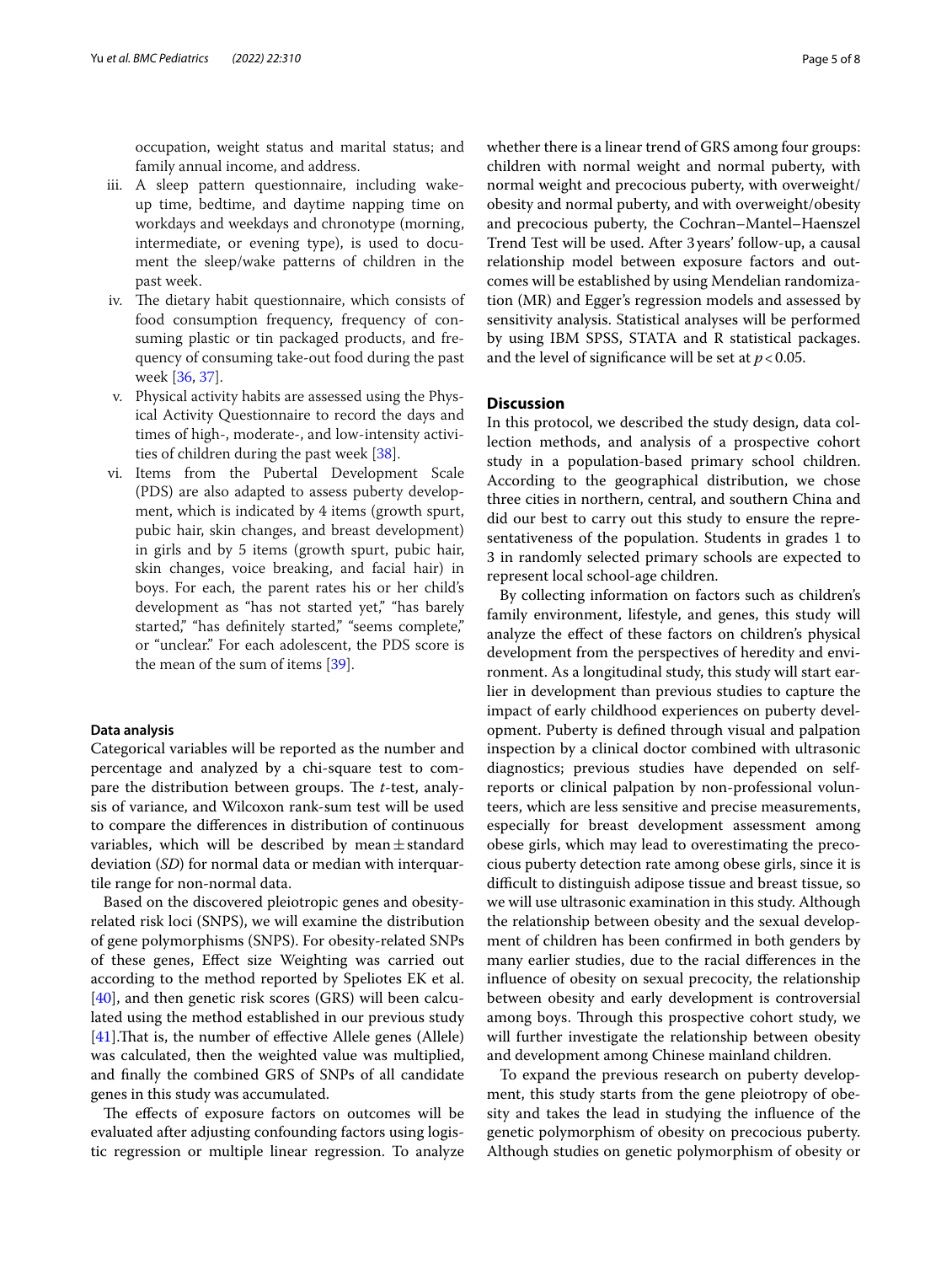occupation, weight status and marital status; and family annual income, and address.

iii. A sleep pattern questionnaire, including wake-up time, bedtime, and daytime napping time on workdays and weekdays and chronotype (morning, intermediate, or evening type), is used to document the sleep/wake patterns of children in the past week.

iv. The dietary habit questionnaire, which consists of food consumption frequency, frequency of consuming plastic or tin packaged products, and frequency of consuming take-out food during the past week [36, 37].

v. Physical activity habits are assessed using the Physical Activity Questionnaire to record the days and times of high-, moderate-, and low-intensity activities of children during the past week [38].

vi. Items from the Pubertal Development Scale (PDS) are also adapted to assess puberty development, which is indicated by 4 items (growth spurt, pubic hair, skin changes, and breast development) in girls and by 5 items (growth spurt, pubic hair, skin changes, voice breaking, and facial hair) in boys. For each, the parent rates his or her child's development as "has not started yet," "has barely started," "has definitely started," "seems complete," or "unclear." For each adolescent, the PDS score is the mean of the sum of items [39].

#### Data analysis

Categorical variables will be reported as the number and percentage and analyzed by a chi-square test to compare the distribution between groups. The *t*-test, analysis of variance, and Wilcoxon rank-sum test will be used to compare the differences in distribution of continuous variables, which will be described by mean ± standard deviation (*SD*) for normal data or median with interquartile range for non-normal data.

Based on the discovered pleiotropic genes and obesity-related risk loci (SNPS), we will examine the distribution of gene polymorphisms (SNPS). For obesity-related SNPs of these genes, Effect size Weighting was carried out according to the method reported by Speliotes EK et al. [40], and then genetic risk scores (GRS) will be calculated using the method established in our previous study [41].That is, the number of effective Allele genes (Allele) was calculated, then the weighted value was multiplied, and finally the combined GRS of SNPs of all candidate genes in this study was accumulated.

The effects of exposure factors on outcomes will be evaluated after adjusting confounding factors using logistic regression or multiple linear regression. To analyze whether there is a linear trend of GRS among four groups: children with normal weight and normal puberty, with normal weight and precocious puberty, with overweight/obesity and normal puberty, and with overweight/obesity and precocious puberty, the Cochran–Mantel–Haenszel Trend Test will be used. After 3 years' follow-up, a causal relationship model between exposure factors and outcomes will be established by using Mendelian randomization (MR) and Egger's regression models and assessed by sensitivity analysis. Statistical analyses will be performed by using IBM SPSS, STATA and R statistical packages. and the level of significance will be set at $p < 0.05$.

## Discussion

In this protocol, we described the study design, data collection methods, and analysis of a prospective cohort study in a population-based primary school children. According to the geographical distribution, we chose three cities in northern, central, and southern China and did our best to carry out this study to ensure the representativeness of the population. Students in grades 1 to 3 in randomly selected primary schools are expected to represent local school-age children.

By collecting information on factors such as children's family environment, lifestyle, and genes, this study will analyze the effect of these factors on children's physical development from the perspectives of heredity and environment. As a longitudinal study, this study will start earlier in development than previous studies to capture the impact of early childhood experiences on puberty development. Puberty is defined through visual and palpation inspection by a clinical doctor combined with ultrasonic diagnostics; previous studies have depended on self-reports or clinical palpation by non-professional volunteers, which are less sensitive and precise measurements, especially for breast development assessment among obese girls, which may lead to overestimating the precocious puberty detection rate among obese girls, since it is difficult to distinguish adipose tissue and breast tissue, so we will use ultrasonic examination in this study. Although the relationship between obesity and the sexual development of children has been confirmed in both genders by many earlier studies, due to the racial differences in the influence of obesity on sexual precocity, the relationship between obesity and early development is controversial among boys. Through this prospective cohort study, we will further investigate the relationship between obesity and development among Chinese mainland children.

To expand the previous research on puberty development, this study starts from the gene pleiotropy of obesity and takes the lead in studying the influence of the genetic polymorphism of obesity on precocious puberty. Although studies on genetic polymorphism of obesity or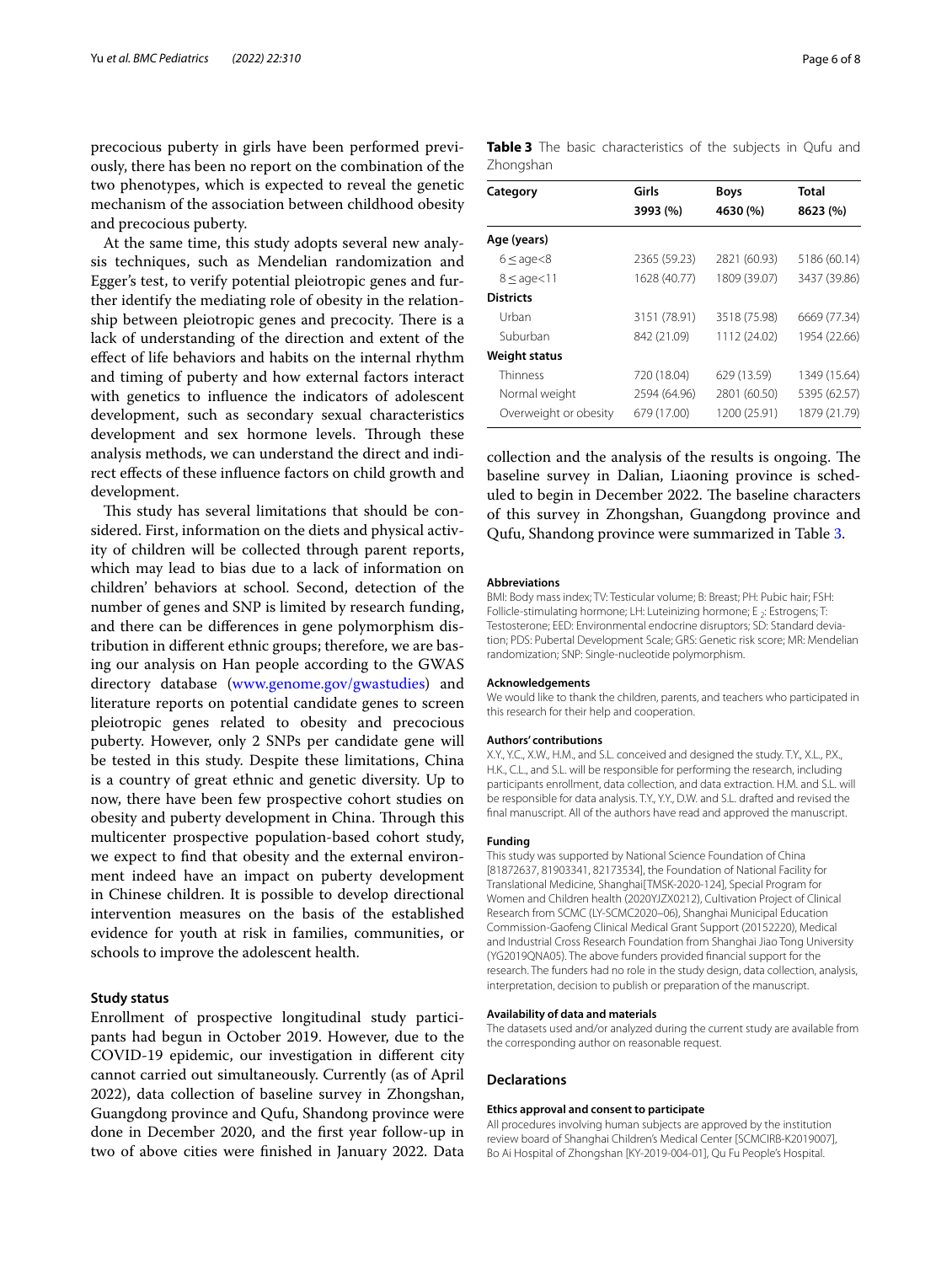precocious puberty in girls have been performed previously, there has been no report on the combination of the two phenotypes, which is expected to reveal the genetic mechanism of the association between childhood obesity and precocious puberty.

At the same time, this study adopts several new analysis techniques, such as Mendelian randomization and Egger's test, to verify potential pleiotropic genes and further identify the mediating role of obesity in the relationship between pleiotropic genes and precocity. There is a lack of understanding of the direction and extent of the effect of life behaviors and habits on the internal rhythm and timing of puberty and how external factors interact with genetics to influence the indicators of adolescent development, such as secondary sexual characteristics development and sex hormone levels. Through these analysis methods, we can understand the direct and indirect effects of these influence factors on child growth and development.

This study has several limitations that should be considered. First, information on the diets and physical activity of children will be collected through parent reports, which may lead to bias due to a lack of information on children' behaviors at school. Second, detection of the number of genes and SNP is limited by research funding, and there can be differences in gene polymorphism distribution in different ethnic groups; therefore, we are basing our analysis on Han people according to the GWAS directory database (www.genome.gov/gwastudies) and literature reports on potential candidate genes to screen pleiotropic genes related to obesity and precocious puberty. However, only 2 SNPs per candidate gene will be tested in this study. Despite these limitations, China is a country of great ethnic and genetic diversity. Up to now, there have been few prospective cohort studies on obesity and puberty development in China. Through this multicenter prospective population-based cohort study, we expect to find that obesity and the external environment indeed have an impact on puberty development in Chinese children. It is possible to develop directional intervention measures on the basis of the established evidence for youth at risk in families, communities, or schools to improve the adolescent health.

## Study status

Enrollment of prospective longitudinal study participants had begun in October 2019. However, due to the COVID-19 epidemic, our investigation in different city cannot carried out simultaneously. Currently (as of April 2022), data collection of baseline survey in Zhongshan, Guangdong province and Qufu, Shandong province were done in December 2020, and the first year follow-up in two of above cities were finished in January 2022. Data collection and the analysis of the results is ongoing. The baseline survey in Dalian, Liaoning province is scheduled to begin in December 2022. The baseline characters of this survey in Zhongshan, Guangdong province and Qufu, Shandong province were summarized in Table 3.

**Table 3** The basic characteristics of the subjects in Qufu and Zhongshan

| Category | Girls 3993 (%) | Boys 4630 (%) | Total 8623 (%) |
|---|---|---|---|
| **Age (years)** | | | |
| 6 ≤ age<8 | 2365 (59.23) | 2821 (60.93) | 5186 (60.14) |
| 8 ≤ age<11 | 1628 (40.77) | 1809 (39.07) | 3437 (39.86) |
| **Districts** | | | |
| Urban | 3151 (78.91) | 3518 (75.98) | 6669 (77.34) |
| Suburban | 842 (21.09) | 1112 (24.02) | 1954 (22.66) |
| **Weight status** | | | |
| Thinness | 720 (18.04) | 629 (13.59) | 1349 (15.64) |
| Normal weight | 2594 (64.96) | 2801 (60.50) | 5395 (62.57) |
| Overweight or obesity | 679 (17.00) | 1200 (25.91) | 1879 (21.79) |

### Abbreviations

BMI: Body mass index; TV: Testicular volume; B: Breast; PH: Pubic hair; FSH: Follicle-stimulating hormone; LH: Luteinizing hormone; $E_2$: Estrogens; T: Testosterone; EED: Environmental endocrine disruptors; SD: Standard deviation; PDS: Pubertal Development Scale; GRS: Genetic risk score; MR: Mendelian randomization; SNP: Single-nucleotide polymorphism.

### Acknowledgements

We would like to thank the children, parents, and teachers who participated in this research for their help and cooperation.

### Authors' contributions

X.Y., Y.C., X.W., H.M., and S.L. conceived and designed the study. T.Y., X.L., P.X., H.K., C.L., and S.L. will be responsible for performing the research, including participants enrollment, data collection, and data extraction. H.M. and S.L. will be responsible for data analysis. T.Y., Y.Y., D.W. and S.L. drafted and revised the final manuscript. All of the authors have read and approved the manuscript.

### Funding

This study was supported by National Science Foundation of China [81872637, 81903341, 82173534], the Foundation of National Facility for Translational Medicine, Shanghai[TMSK-2020-124], Special Program for Women and Children health (2020YJZX0212), Cultivation Project of Clinical Research from SCMC (LY-SCMC2020–06), Shanghai Municipal Education Commission-Gaofeng Clinical Medical Grant Support (20152220), Medical and Industrial Cross Research Foundation from Shanghai Jiao Tong University (YG2019QNA05). The above funders provided financial support for the research. The funders had no role in the study design, data collection, analysis, interpretation, decision to publish or preparation of the manuscript.

### Availability of data and materials

The datasets used and/or analyzed during the current study are available from the corresponding author on reasonable request.

## Declarations

### Ethics approval and consent to participate

All procedures involving human subjects are approved by the institution review board of Shanghai Children's Medical Center [SCMCIRB-K2019007], Bo Ai Hospital of Zhongshan [KY-2019-004-01], Qu Fu People's Hospital.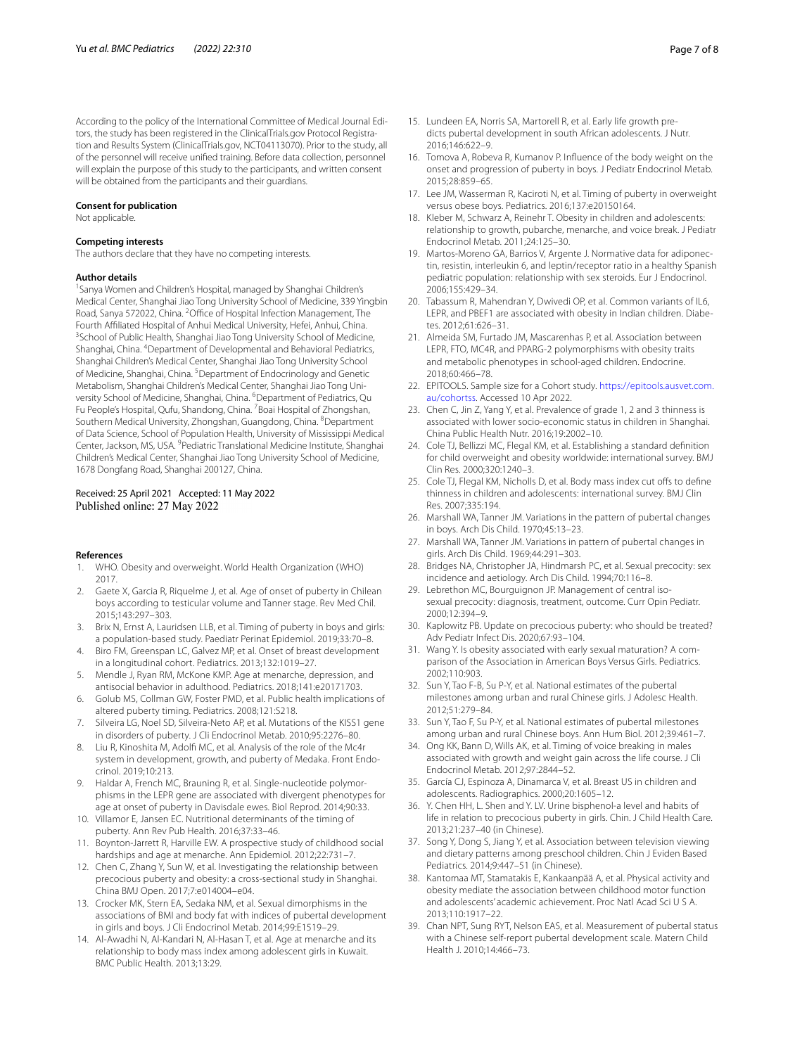According to the policy of the International Committee of Medical Journal Editors, the study has been registered in the ClinicalTrials.gov Protocol Registration and Results System (ClinicalTrials.gov, NCT04113070). Prior to the study, all of the personnel will receive unified training. Before data collection, personnel will explain the purpose of this study to the participants, and written consent will be obtained from the participants and their guardians.

### Consent for publication

Not applicable.

### Competing interests

The authors declare that they have no competing interests.

### Author details

[1]Sanya Women and Children's Hospital, managed by Shanghai Children's Medical Center, Shanghai Jiao Tong University School of Medicine, 339 Yingbin Road, Sanya 572022, China. [2]Office of Hospital Infection Management, The Fourth Affiliated Hospital of Anhui Medical University, Hefei, Anhui, China. [3]School of Public Health, Shanghai Jiao Tong University School of Medicine, Shanghai, China. [4]Department of Developmental and Behavioral Pediatrics, Shanghai Children's Medical Center, Shanghai Jiao Tong University School of Medicine, Shanghai, China. [5]Department of Endocrinology and Genetic Metabolism, Shanghai Children's Medical Center, Shanghai Jiao Tong University School of Medicine, Shanghai, China. [6]Department of Pediatrics, Qu Fu People's Hospital, Qufu, Shandong, China. [7]Boai Hospital of Zhongshan, Southern Medical University, Zhongshan, Guangdong, China. [8]Department of Data Science, School of Population Health, University of Mississippi Medical Center, Jackson, MS, USA. [9]Pediatric Translational Medicine Institute, Shanghai Children's Medical Center, Shanghai Jiao Tong University School of Medicine, 1678 Dongfang Road, Shanghai 200127, China.

Received: 25 April 2021   Accepted: 11 May 2022
Published online: 27 May 2022

### References

1. WHO. Obesity and overweight. World Health Organization (WHO) 2017.
2. Gaete X, Garcia R, Riquelme J, et al. Age of onset of puberty in Chilean boys according to testicular volume and Tanner stage. Rev Med Chil. 2015;143:297–303.
3. Brix N, Ernst A, Lauridsen LLB, et al. Timing of puberty in boys and girls: a population-based study. Paediatr Perinat Epidemiol. 2019;33:70–8.
4. Biro FM, Greenspan LC, Galvez MP, et al. Onset of breast development in a longitudinal cohort. Pediatrics. 2013;132:1019–27.
5. Mendle J, Ryan RM, McKone KMP. Age at menarche, depression, and antisocial behavior in adulthood. Pediatrics. 2018;141:e20171703.
6. Golub MS, Collman GW, Foster PMD, et al. Public health implications of altered puberty timing. Pediatrics. 2008;121:S218.
7. Silveira LG, Noel SD, Silveira-Neto AP, et al. Mutations of the KISS1 gene in disorders of puberty. J Cli Endocrinol Metab. 2010;95:2276–80.
8. Liu R, Kinoshita M, Adolfi MC, et al. Analysis of the role of the Mc4r system in development, growth, and puberty of Medaka. Front Endocrinol. 2019;10:213.
9. Haldar A, French MC, Brauning R, et al. Single-nucleotide polymorphisms in the LEPR gene are associated with divergent phenotypes for age at onset of puberty in Davisdale ewes. Biol Reprod. 2014;90:33.
10. Villamor E, Jansen EC. Nutritional determinants of the timing of puberty. Ann Rev Pub Health. 2016;37:33–46.
11. Boynton-Jarrett R, Harville EW. A prospective study of childhood social hardships and age at menarche. Ann Epidemiol. 2012;22:731–7.
12. Chen C, Zhang Y, Sun W, et al. Investigating the relationship between precocious puberty and obesity: a cross-sectional study in Shanghai. China BMJ Open. 2017;7:e014004–e04.
13. Crocker MK, Stern EA, Sedaka NM, et al. Sexual dimorphisms in the associations of BMI and body fat with indices of pubertal development in girls and boys. J Cli Endocrinol Metab. 2014;99:E1519–29.
14. Al-Awadhi N, Al-Kandari N, Al-Hasan T, et al. Age at menarche and its relationship to body mass index among adolescent girls in Kuwait. BMC Public Health. 2013;13:29.
15. Lundeen EA, Norris SA, Martorell R, et al. Early life growth predicts pubertal development in south African adolescents. J Nutr. 2016;146:622–9.
16. Tomova A, Robeva R, Kumanov P. Influence of the body weight on the onset and progression of puberty in boys. J Pediatr Endocrinol Metab. 2015;28:859–65.
17. Lee JM, Wasserman R, Kaciroti N, et al. Timing of puberty in overweight versus obese boys. Pediatrics. 2016;137:e20150164.
18. Kleber M, Schwarz A, Reinehr T. Obesity in children and adolescents: relationship to growth, pubarche, menarche, and voice break. J Pediatr Endocrinol Metab. 2011;24:125–30.
19. Martos-Moreno GA, Barrios V, Argente J. Normative data for adiponectin, resistin, interleukin 6, and leptin/receptor ratio in a healthy Spanish pediatric population: relationship with sex steroids. Eur J Endocrinol. 2006;155:429–34.
20. Tabassum R, Mahendran Y, Dwivedi OP, et al. Common variants of IL6, LEPR, and PBEF1 are associated with obesity in Indian children. Diabetes. 2012;61:626–31.
21. Almeida SM, Furtado JM, Mascarenhas P, et al. Association between LEPR, FTO, MC4R, and PPARG-2 polymorphisms with obesity traits and metabolic phenotypes in school-aged children. Endocrine. 2018;60:466–78.
22. EPITOOLS. Sample size for a Cohort study. https://epitools.ausvet.com.au/cohortss. Accessed 10 Apr 2022.
23. Chen C, Jin Z, Yang Y, et al. Prevalence of grade 1, 2 and 3 thinness is associated with lower socio-economic status in children in Shanghai. China Public Health Nutr. 2016;19:2002–10.
24. Cole TJ, Bellizzi MC, Flegal KM, et al. Establishing a standard definition for child overweight and obesity worldwide: international survey. BMJ Clin Res. 2000;320:1240–3.
25. Cole TJ, Flegal KM, Nicholls D, et al. Body mass index cut offs to define thinness in children and adolescents: international survey. BMJ Clin Res. 2007;335:194.
26. Marshall WA, Tanner JM. Variations in the pattern of pubertal changes in boys. Arch Dis Child. 1970;45:13–23.
27. Marshall WA, Tanner JM. Variations in pattern of pubertal changes in girls. Arch Dis Child. 1969;44:291–303.
28. Bridges NA, Christopher JA, Hindmarsh PC, et al. Sexual precocity: sex incidence and aetiology. Arch Dis Child. 1994;70:116–8.
29. Lebrethon MC, Bourguignon JP. Management of central isosexual precocity: diagnosis, treatment, outcome. Curr Opin Pediatr. 2000;12:394–9.
30. Kaplowitz PB. Update on precocious puberty: who should be treated? Adv Pediatr Infect Dis. 2020;67:93–104.
31. Wang Y. Is obesity associated with early sexual maturation? A comparison of the Association in American Boys Versus Girls. Pediatrics. 2002;110:903.
32. Sun Y, Tao F-B, Su P-Y, et al. National estimates of the pubertal milestones among urban and rural Chinese girls. J Adolesc Health. 2012;51:279–84.
33. Sun Y, Tao F, Su P-Y, et al. National estimates of pubertal milestones among urban and rural Chinese boys. Ann Hum Biol. 2012;39:461–7.
34. Ong KK, Bann D, Wills AK, et al. Timing of voice breaking in males associated with growth and weight gain across the life course. J Cli Endocrinol Metab. 2012;97:2844–52.
35. García CJ, Espinoza A, Dinamarca V, et al. Breast US in children and adolescents. Radiographics. 2000;20:1605–12.
36. Y. Chen HH, L. Shen and Y. LV. Urine bisphenol-a level and habits of life in relation to precocious puberty in girls. Chin. J Child Health Care. 2013;21:237–40 (in Chinese).
37. Song Y, Dong S, Jiang Y, et al. Association between television viewing and dietary patterns among preschool children. Chin J Eviden Based Pediatrics. 2014;9:447–51 (in Chinese).
38. Kantomaa MT, Stamatakis E, Kankaanpää A, et al. Physical activity and obesity mediate the association between childhood motor function and adolescents' academic achievement. Proc Natl Acad Sci U S A. 2013;110:1917–22.
39. Chan NPT, Sung RYT, Nelson EAS, et al. Measurement of pubertal status with a Chinese self-report pubertal development scale. Matern Child Health J. 2010;14:466–73.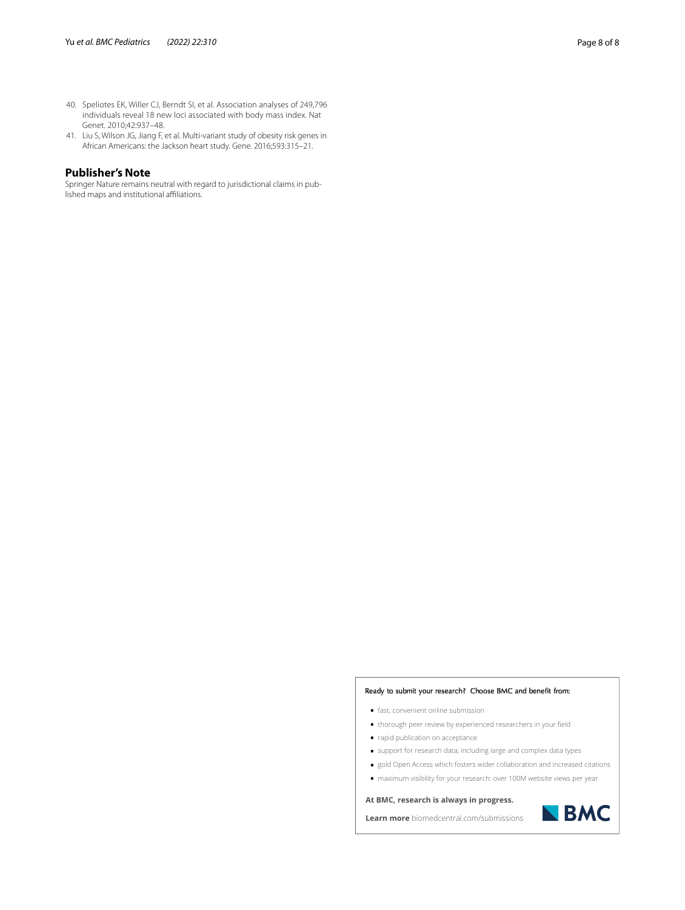40. Speliotes EK, Willer CJ, Berndt SI, et al. Association analyses of 249,796 individuals reveal 18 new loci associated with body mass index. Nat Genet. 2010;42:937–48.
41. Liu S, Wilson JG, Jiang F, et al. Multi-variant study of obesity risk genes in African Americans: the Jackson heart study. Gene. 2016;593:315–21.

## Publisher's Note

Springer Nature remains neutral with regard to jurisdictional claims in published maps and institutional affiliations.

Ready to submit your research? Choose BMC and benefit from:

- fast, convenient online submission
- thorough peer review by experienced researchers in your field
- rapid publication on acceptance
- support for research data, including large and complex data types
- gold Open Access which fosters wider collaboration and increased citations
- maximum visibility for your research: over 100M website views per year

**At BMC, research is always in progress.**

**Learn more** biomedcentral.com/submissions

BMC